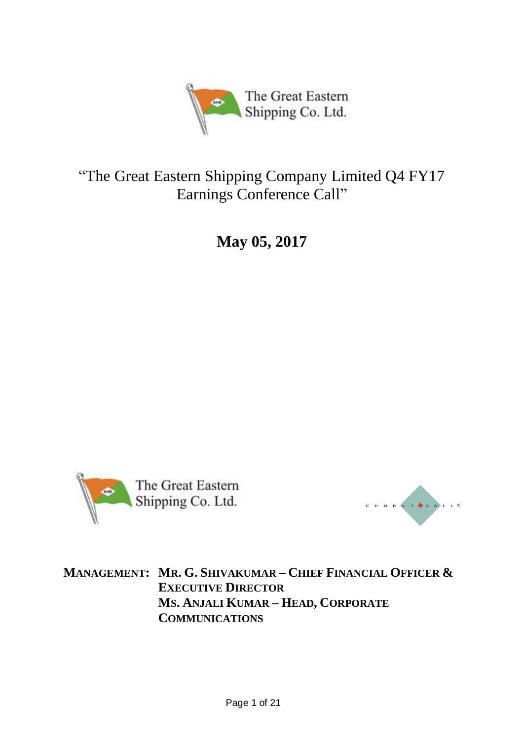# "The Great Eastern Shipping Company Limited Q4 FY17 Earnings Conference Call"

**May 05, 2017**

**MANAGEMENT:** **MR. G. SHIVAKUMAR – CHIEF FINANCIAL OFFICER & EXECUTIVE DIRECTOR**
**MS. ANJALI KUMAR – HEAD, CORPORATE COMMUNICATIONS**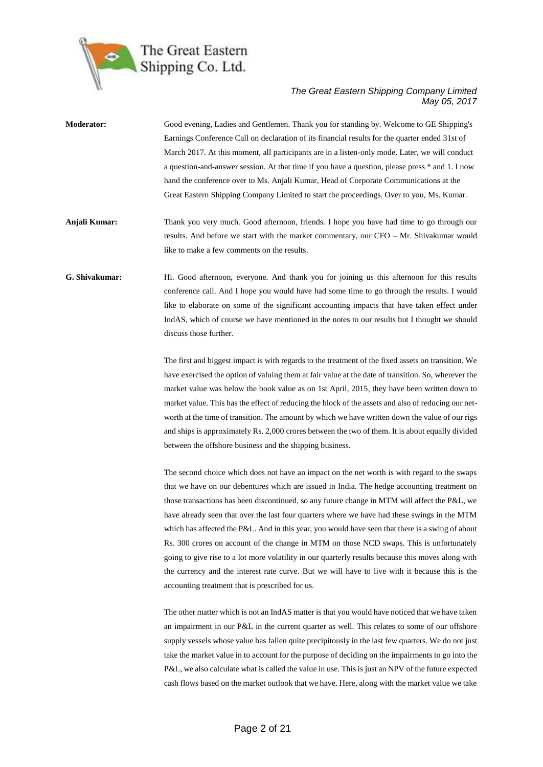**Moderator:** Good evening, Ladies and Gentlemen. Thank you for standing by. Welcome to GE Shipping's Earnings Conference Call on declaration of its financial results for the quarter ended 31st of March 2017. At this moment, all participants are in a listen-only mode. Later, we will conduct a question-and-answer session. At that time if you have a question, please press * and 1. I now hand the conference over to Ms. Anjali Kumar, Head of Corporate Communications at the Great Eastern Shipping Company Limited to start the proceedings. Over to you, Ms. Kumar.

**Anjali Kumar:** Thank you very much. Good afternoon, friends. I hope you have had time to go through our results. And before we start with the market commentary, our CFO – Mr. Shivakumar would like to make a few comments on the results.

**G. Shivakumar:** Hi. Good afternoon, everyone. And thank you for joining us this afternoon for this results conference call. And I hope you would have had some time to go through the results. I would like to elaborate on some of the significant accounting impacts that have taken effect under IndAS, which of course we have mentioned in the notes to our results but I thought we should discuss those further.

The first and biggest impact is with regards to the treatment of the fixed assets on transition. We have exercised the option of valuing them at fair value at the date of transition. So, wherever the market value was below the book value as on 1st April, 2015, they have been written down to market value. This has the effect of reducing the block of the assets and also of reducing our net-worth at the time of transition. The amount by which we have written down the value of our rigs and ships is approximately Rs. 2,000 crores between the two of them. It is about equally divided between the offshore business and the shipping business.

The second choice which does not have an impact on the net worth is with regard to the swaps that we have on our debentures which are issued in India. The hedge accounting treatment on those transactions has been discontinued, so any future change in MTM will affect the P&L, we have already seen that over the last four quarters where we have had these swings in the MTM which has affected the P&L. And in this year, you would have seen that there is a swing of about Rs. 300 crores on account of the change in MTM on those NCD swaps. This is unfortunately going to give rise to a lot more volatility in our quarterly results because this moves along with the currency and the interest rate curve. But we will have to live with it because this is the accounting treatment that is prescribed for us.

The other matter which is not an IndAS matter is that you would have noticed that we have taken an impairment in our P&L in the current quarter as well. This relates to some of our offshore supply vessels whose value has fallen quite precipitously in the last few quarters. We do not just take the market value in to account for the purpose of deciding on the impairments to go into the P&L, we also calculate what is called the value in use. This is just an NPV of the future expected cash flows based on the market outlook that we have. Here, along with the market value we take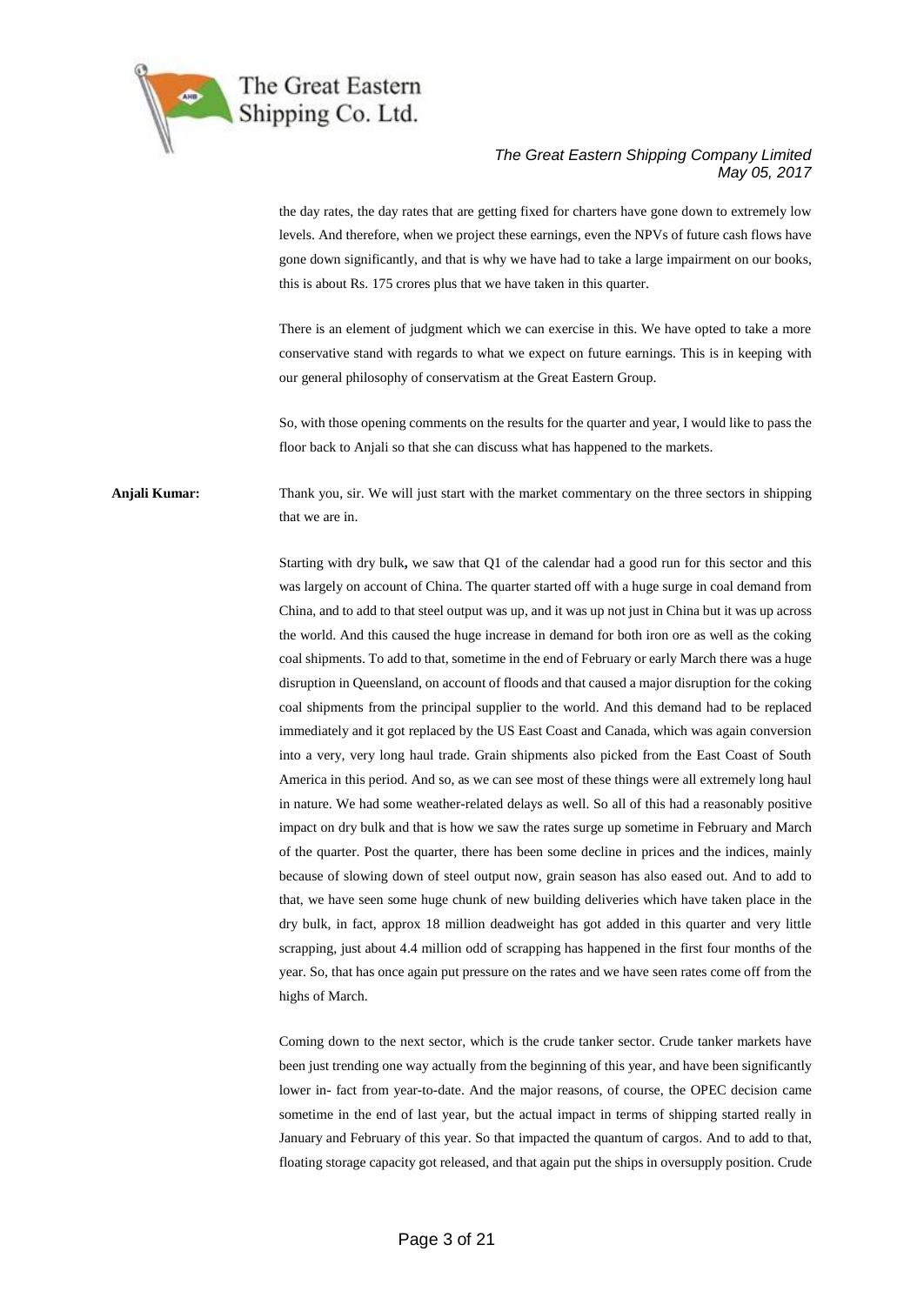the day rates, the day rates that are getting fixed for charters have gone down to extremely low levels. And therefore, when we project these earnings, even the NPVs of future cash flows have gone down significantly, and that is why we have had to take a large impairment on our books, this is about Rs. 175 crores plus that we have taken in this quarter.

There is an element of judgment which we can exercise in this. We have opted to take a more conservative stand with regards to what we expect on future earnings. This is in keeping with our general philosophy of conservatism at the Great Eastern Group.

So, with those opening comments on the results for the quarter and year, I would like to pass the floor back to Anjali so that she can discuss what has happened to the markets.

**Anjali Kumar:** Thank you, sir. We will just start with the market commentary on the three sectors in shipping that we are in.

Starting with dry bulk**,** we saw that Q1 of the calendar had a good run for this sector and this was largely on account of China. The quarter started off with a huge surge in coal demand from China, and to add to that steel output was up, and it was up not just in China but it was up across the world. And this caused the huge increase in demand for both iron ore as well as the coking coal shipments. To add to that, sometime in the end of February or early March there was a huge disruption in Queensland, on account of floods and that caused a major disruption for the coking coal shipments from the principal supplier to the world. And this demand had to be replaced immediately and it got replaced by the US East Coast and Canada, which was again conversion into a very, very long haul trade. Grain shipments also picked from the East Coast of South America in this period. And so, as we can see most of these things were all extremely long haul in nature. We had some weather-related delays as well. So all of this had a reasonably positive impact on dry bulk and that is how we saw the rates surge up sometime in February and March of the quarter. Post the quarter, there has been some decline in prices and the indices, mainly because of slowing down of steel output now, grain season has also eased out. And to add to that, we have seen some huge chunk of new building deliveries which have taken place in the dry bulk, in fact, approx 18 million deadweight has got added in this quarter and very little scrapping, just about 4.4 million odd of scrapping has happened in the first four months of the year. So, that has once again put pressure on the rates and we have seen rates come off from the highs of March.

Coming down to the next sector, which is the crude tanker sector. Crude tanker markets have been just trending one way actually from the beginning of this year, and have been significantly lower in- fact from year-to-date. And the major reasons, of course, the OPEC decision came sometime in the end of last year, but the actual impact in terms of shipping started really in January and February of this year. So that impacted the quantum of cargos. And to add to that, floating storage capacity got released, and that again put the ships in oversupply position. Crude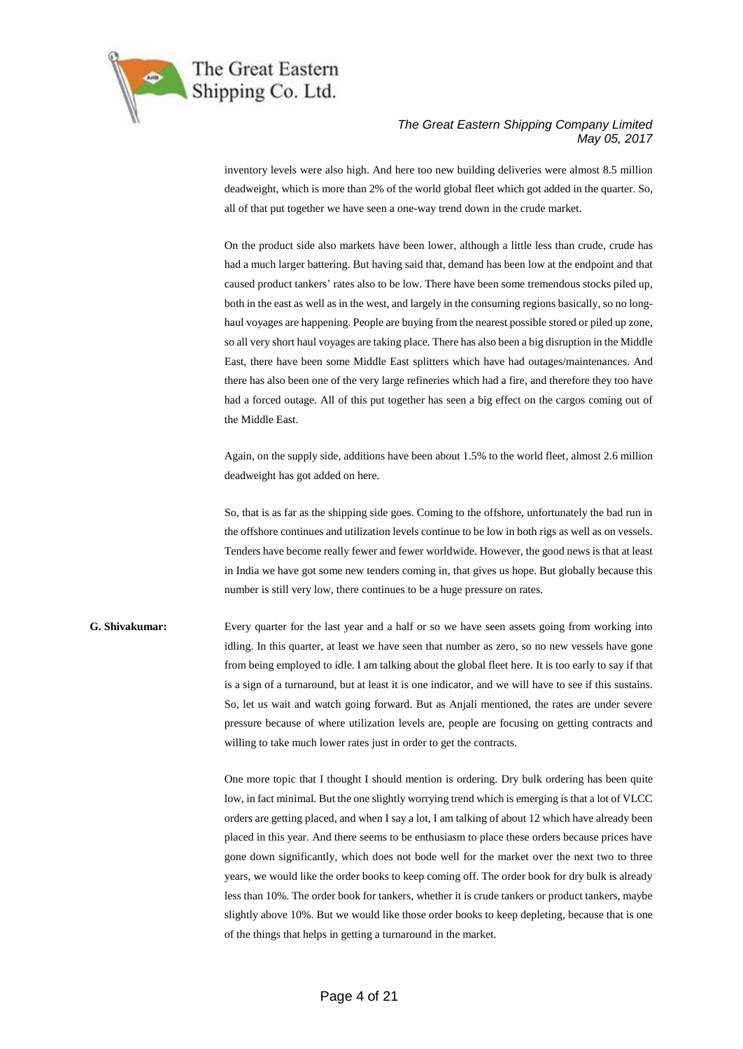inventory levels were also high. And here too new building deliveries were almost 8.5 million deadweight, which is more than 2% of the world global fleet which got added in the quarter. So, all of that put together we have seen a one-way trend down in the crude market.

On the product side also markets have been lower, although a little less than crude, crude has had a much larger battering. But having said that, demand has been low at the endpoint and that caused product tankers' rates also to be low. There have been some tremendous stocks piled up, both in the east as well as in the west, and largely in the consuming regions basically, so no long-haul voyages are happening. People are buying from the nearest possible stored or piled up zone, so all very short haul voyages are taking place. There has also been a big disruption in the Middle East, there have been some Middle East splitters which have had outages/maintenances. And there has also been one of the very large refineries which had a fire, and therefore they too have had a forced outage. All of this put together has seen a big effect on the cargos coming out of the Middle East.

Again, on the supply side, additions have been about 1.5% to the world fleet, almost 2.6 million deadweight has got added on here.

So, that is as far as the shipping side goes. Coming to the offshore, unfortunately the bad run in the offshore continues and utilization levels continue to be low in both rigs as well as on vessels. Tenders have become really fewer and fewer worldwide. However, the good news is that at least in India we have got some new tenders coming in, that gives us hope. But globally because this number is still very low, there continues to be a huge pressure on rates.

**G. Shivakumar:** Every quarter for the last year and a half or so we have seen assets going from working into idling. In this quarter, at least we have seen that number as zero, so no new vessels have gone from being employed to idle. I am talking about the global fleet here. It is too early to say if that is a sign of a turnaround, but at least it is one indicator, and we will have to see if this sustains. So, let us wait and watch going forward. But as Anjali mentioned, the rates are under severe pressure because of where utilization levels are, people are focusing on getting contracts and willing to take much lower rates just in order to get the contracts.

One more topic that I thought I should mention is ordering. Dry bulk ordering has been quite low, in fact minimal. But the one slightly worrying trend which is emerging is that a lot of VLCC orders are getting placed, and when I say a lot, I am talking of about 12 which have already been placed in this year. And there seems to be enthusiasm to place these orders because prices have gone down significantly, which does not bode well for the market over the next two to three years, we would like the order books to keep coming off. The order book for dry bulk is already less than 10%. The order book for tankers, whether it is crude tankers or product tankers, maybe slightly above 10%. But we would like those order books to keep depleting, because that is one of the things that helps in getting a turnaround in the market.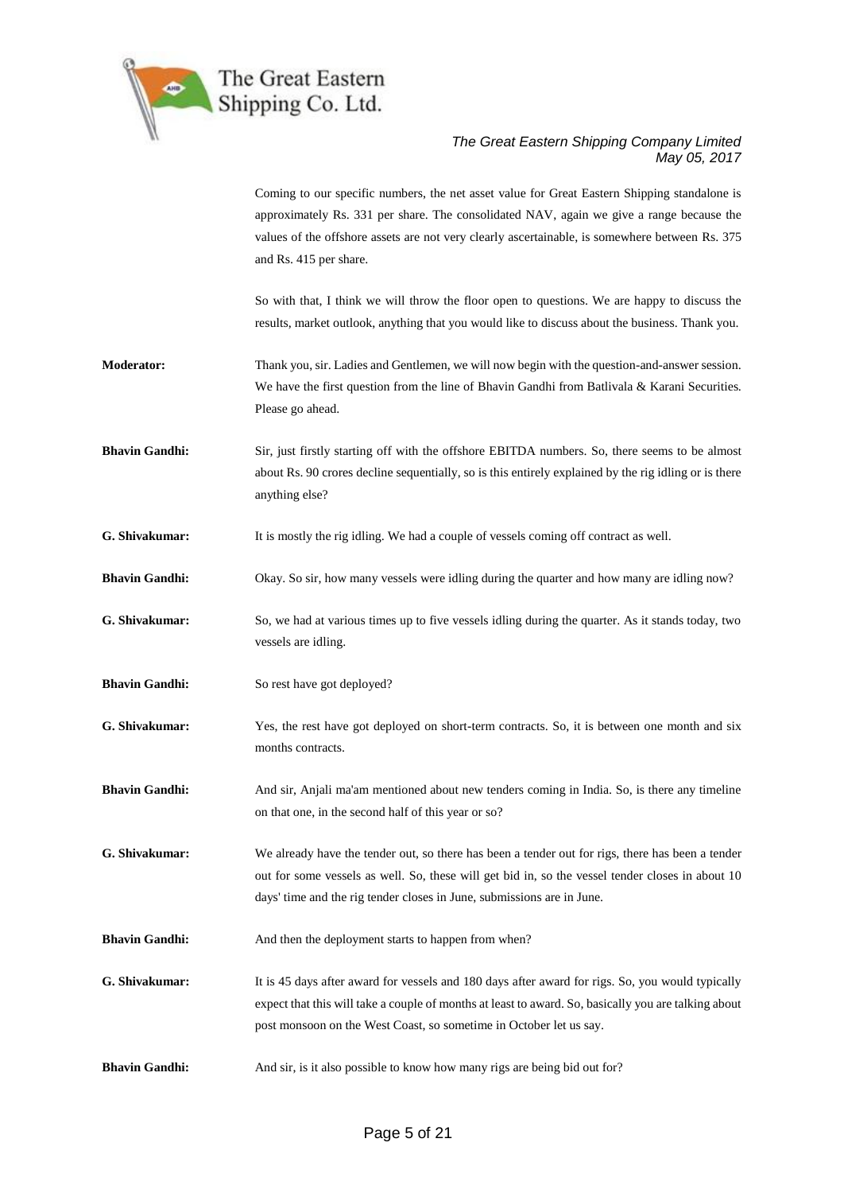Coming to our specific numbers, the net asset value for Great Eastern Shipping standalone is approximately Rs. 331 per share. The consolidated NAV, again we give a range because the values of the offshore assets are not very clearly ascertainable, is somewhere between Rs. 375 and Rs. 415 per share.

So with that, I think we will throw the floor open to questions. We are happy to discuss the results, market outlook, anything that you would like to discuss about the business. Thank you.

**Moderator:** Thank you, sir. Ladies and Gentlemen, we will now begin with the question-and-answer session. We have the first question from the line of Bhavin Gandhi from Batlivala & Karani Securities. Please go ahead.

**Bhavin Gandhi:** Sir, just firstly starting off with the offshore EBITDA numbers. So, there seems to be almost about Rs. 90 crores decline sequentially, so is this entirely explained by the rig idling or is there anything else?

**G. Shivakumar:** It is mostly the rig idling. We had a couple of vessels coming off contract as well.

**Bhavin Gandhi:** Okay. So sir, how many vessels were idling during the quarter and how many are idling now?

**G. Shivakumar:** So, we had at various times up to five vessels idling during the quarter. As it stands today, two vessels are idling.

**Bhavin Gandhi:** So rest have got deployed?

**G. Shivakumar:** Yes, the rest have got deployed on short-term contracts. So, it is between one month and six months contracts.

**Bhavin Gandhi:** And sir, Anjali ma'am mentioned about new tenders coming in India. So, is there any timeline on that one, in the second half of this year or so?

**G. Shivakumar:** We already have the tender out, so there has been a tender out for rigs, there has been a tender out for some vessels as well. So, these will get bid in, so the vessel tender closes in about 10 days' time and the rig tender closes in June, submissions are in June.

**Bhavin Gandhi:** And then the deployment starts to happen from when?

**G. Shivakumar:** It is 45 days after award for vessels and 180 days after award for rigs. So, you would typically expect that this will take a couple of months at least to award. So, basically you are talking about post monsoon on the West Coast, so sometime in October let us say.

**Bhavin Gandhi:** And sir, is it also possible to know how many rigs are being bid out for?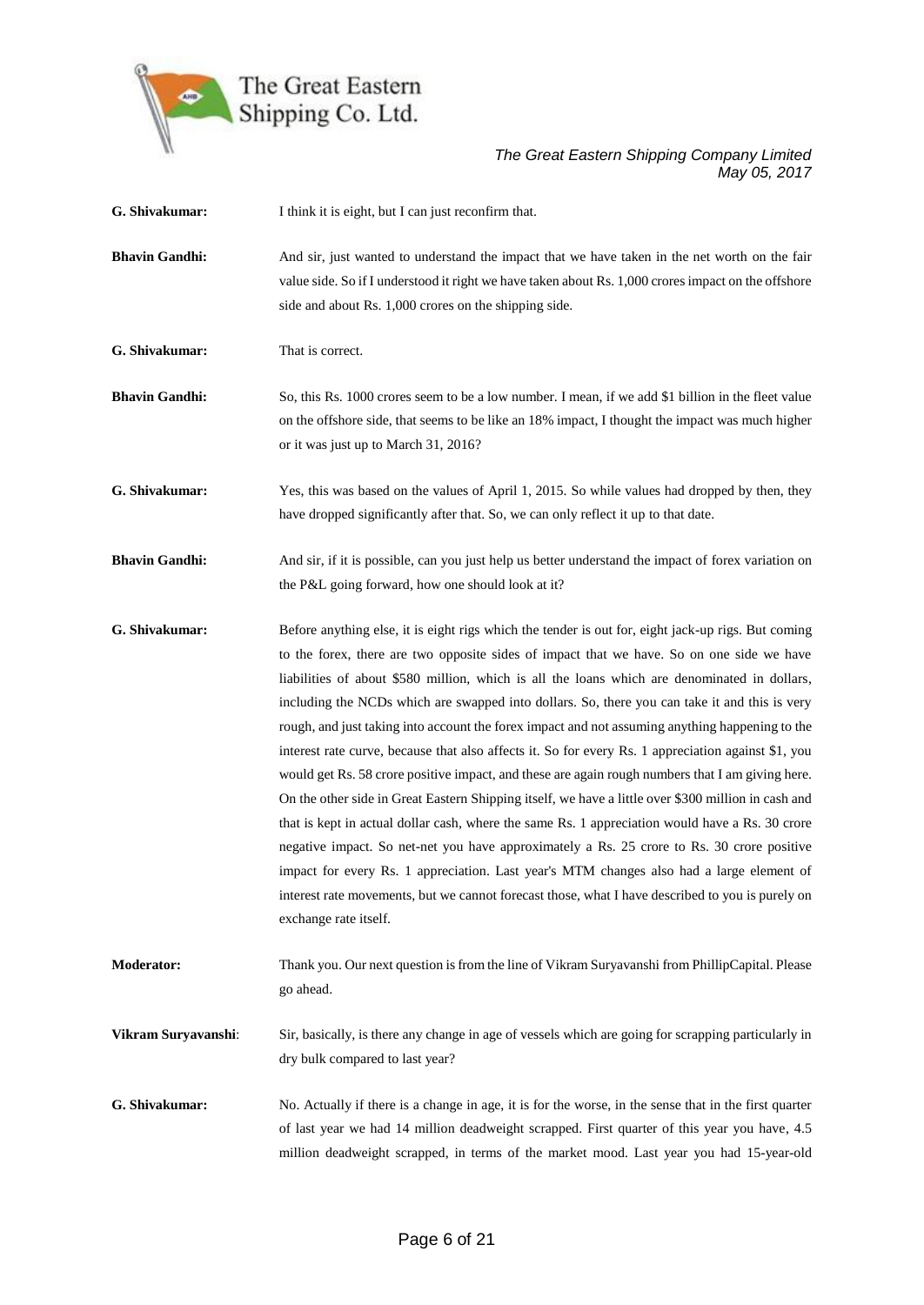**G. Shivakumar:** I think it is eight, but I can just reconfirm that.

**Bhavin Gandhi:** And sir, just wanted to understand the impact that we have taken in the net worth on the fair value side. So if I understood it right we have taken about Rs. 1,000 crores impact on the offshore side and about Rs. 1,000 crores on the shipping side.

**G. Shivakumar:** That is correct.

**Bhavin Gandhi:** So, this Rs. 1000 crores seem to be a low number. I mean, if we add $1 billion in the fleet value on the offshore side, that seems to be like an 18% impact, I thought the impact was much higher or it was just up to March 31, 2016?

**G. Shivakumar:** Yes, this was based on the values of April 1, 2015. So while values had dropped by then, they have dropped significantly after that. So, we can only reflect it up to that date.

**Bhavin Gandhi:** And sir, if it is possible, can you just help us better understand the impact of forex variation on the P&L going forward, how one should look at it?

**G. Shivakumar:** Before anything else, it is eight rigs which the tender is out for, eight jack-up rigs. But coming to the forex, there are two opposite sides of impact that we have. So on one side we have liabilities of about $580 million, which is all the loans which are denominated in dollars, including the NCDs which are swapped into dollars. So, there you can take it and this is very rough, and just taking into account the forex impact and not assuming anything happening to the interest rate curve, because that also affects it. So for every Rs. 1 appreciation against $1, you would get Rs. 58 crore positive impact, and these are again rough numbers that I am giving here. On the other side in Great Eastern Shipping itself, we have a little over $300 million in cash and that is kept in actual dollar cash, where the same Rs. 1 appreciation would have a Rs. 30 crore negative impact. So net-net you have approximately a Rs. 25 crore to Rs. 30 crore positive impact for every Rs. 1 appreciation. Last year's MTM changes also had a large element of interest rate movements, but we cannot forecast those, what I have described to you is purely on exchange rate itself.

**Moderator:** Thank you. Our next question is from the line of Vikram Suryavanshi from PhillipCapital. Please go ahead.

**Vikram Suryavanshi**: Sir, basically, is there any change in age of vessels which are going for scrapping particularly in dry bulk compared to last year?

**G. Shivakumar:** No. Actually if there is a change in age, it is for the worse, in the sense that in the first quarter of last year we had 14 million deadweight scrapped. First quarter of this year you have, 4.5 million deadweight scrapped, in terms of the market mood. Last year you had 15-year-old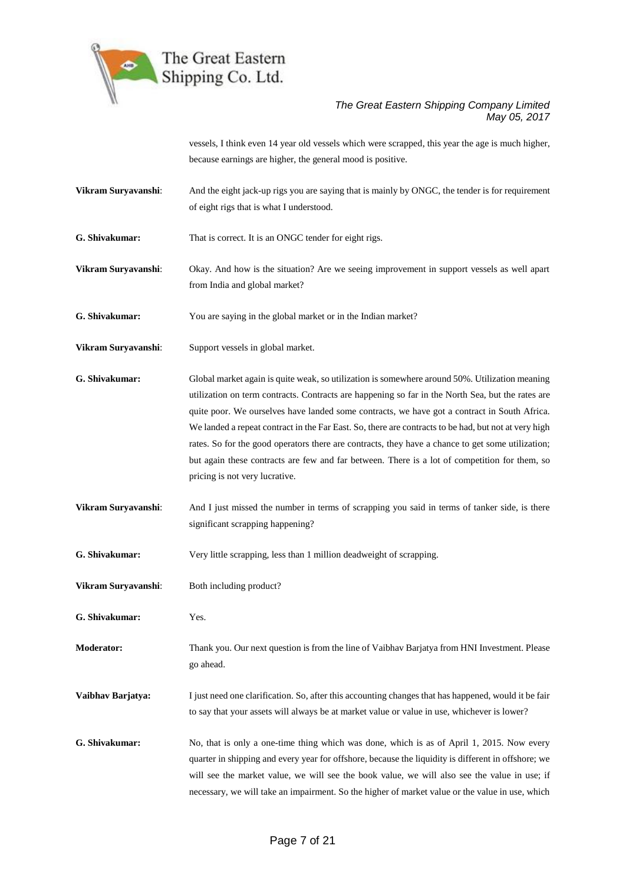vessels, I think even 14 year old vessels which were scrapped, this year the age is much higher, because earnings are higher, the general mood is positive.

**Vikram Suryavanshi**: And the eight jack-up rigs you are saying that is mainly by ONGC, the tender is for requirement of eight rigs that is what I understood.

**G. Shivakumar:** That is correct. It is an ONGC tender for eight rigs.

**Vikram Suryavanshi**: Okay. And how is the situation? Are we seeing improvement in support vessels as well apart from India and global market?

**G. Shivakumar:** You are saying in the global market or in the Indian market?

**Vikram Suryavanshi**: Support vessels in global market.

**G. Shivakumar:** Global market again is quite weak, so utilization is somewhere around 50%. Utilization meaning utilization on term contracts. Contracts are happening so far in the North Sea, but the rates are quite poor. We ourselves have landed some contracts, we have got a contract in South Africa. We landed a repeat contract in the Far East. So, there are contracts to be had, but not at very high rates. So for the good operators there are contracts, they have a chance to get some utilization; but again these contracts are few and far between. There is a lot of competition for them, so pricing is not very lucrative.

**Vikram Suryavanshi**: And I just missed the number in terms of scrapping you said in terms of tanker side, is there significant scrapping happening?

**G. Shivakumar:** Very little scrapping, less than 1 million deadweight of scrapping.

**Vikram Suryavanshi**: Both including product?

**G. Shivakumar:** Yes.

**Moderator:** Thank you. Our next question is from the line of Vaibhav Barjatya from HNI Investment. Please go ahead.

**Vaibhav Barjatya:** I just need one clarification. So, after this accounting changes that has happened, would it be fair to say that your assets will always be at market value or value in use, whichever is lower?

**G. Shivakumar:** No, that is only a one-time thing which was done, which is as of April 1, 2015. Now every quarter in shipping and every year for offshore, because the liquidity is different in offshore; we will see the market value, we will see the book value, we will also see the value in use; if necessary, we will take an impairment. So the higher of market value or the value in use, which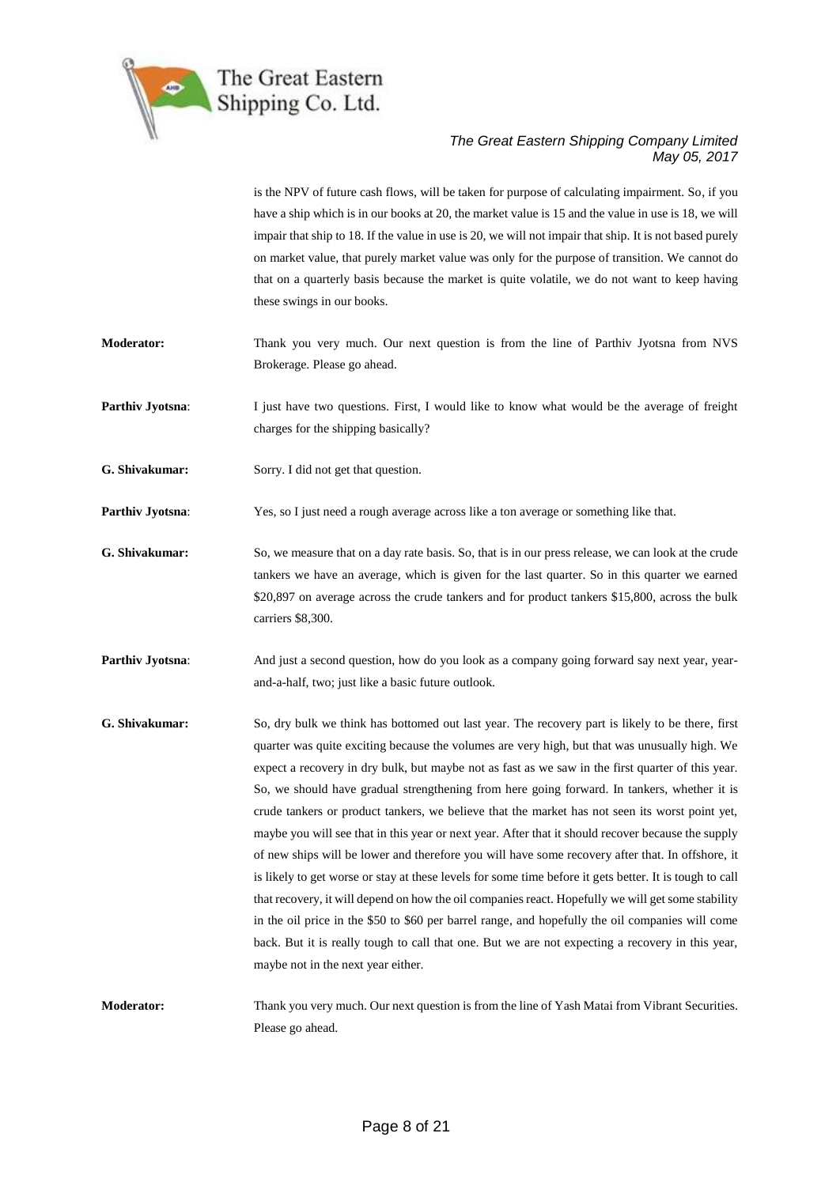is the NPV of future cash flows, will be taken for purpose of calculating impairment. So, if you have a ship which is in our books at 20, the market value is 15 and the value in use is 18, we will impair that ship to 18. If the value in use is 20, we will not impair that ship. It is not based purely on market value, that purely market value was only for the purpose of transition. We cannot do that on a quarterly basis because the market is quite volatile, we do not want to keep having these swings in our books.

**Moderator:** Thank you very much. Our next question is from the line of Parthiv Jyotsna from NVS Brokerage. Please go ahead.

**Parthiv Jyotsna**: I just have two questions. First, I would like to know what would be the average of freight charges for the shipping basically?

**G. Shivakumar:** Sorry. I did not get that question.

**Parthiv Jyotsna**: Yes, so I just need a rough average across like a ton average or something like that.

**G. Shivakumar:** So, we measure that on a day rate basis. So, that is in our press release, we can look at the crude tankers we have an average, which is given for the last quarter. So in this quarter we earned $20,897 on average across the crude tankers and for product tankers $15,800, across the bulk carriers $8,300.

**Parthiv Jyotsna**: And just a second question, how do you look as a company going forward say next year, year-and-a-half, two; just like a basic future outlook.

**G. Shivakumar:** So, dry bulk we think has bottomed out last year. The recovery part is likely to be there, first quarter was quite exciting because the volumes are very high, but that was unusually high. We expect a recovery in dry bulk, but maybe not as fast as we saw in the first quarter of this year. So, we should have gradual strengthening from here going forward. In tankers, whether it is crude tankers or product tankers, we believe that the market has not seen its worst point yet, maybe you will see that in this year or next year. After that it should recover because the supply of new ships will be lower and therefore you will have some recovery after that. In offshore, it is likely to get worse or stay at these levels for some time before it gets better. It is tough to call that recovery, it will depend on how the oil companies react. Hopefully we will get some stability in the oil price in the $50 to $60 per barrel range, and hopefully the oil companies will come back. But it is really tough to call that one. But we are not expecting a recovery in this year, maybe not in the next year either.

**Moderator:** Thank you very much. Our next question is from the line of Yash Matai from Vibrant Securities. Please go ahead.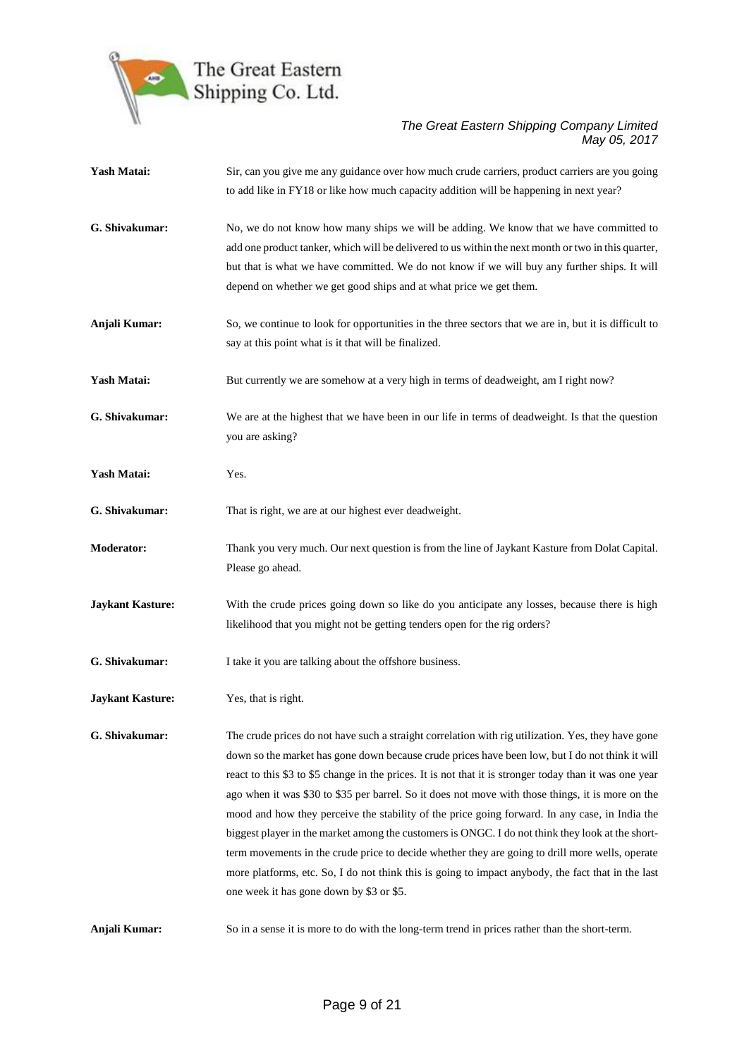**Yash Matai:** Sir, can you give me any guidance over how much crude carriers, product carriers are you going to add like in FY18 or like how much capacity addition will be happening in next year?

**G. Shivakumar:** No, we do not know how many ships we will be adding. We know that we have committed to add one product tanker, which will be delivered to us within the next month or two in this quarter, but that is what we have committed. We do not know if we will buy any further ships. It will depend on whether we get good ships and at what price we get them.

**Anjali Kumar:** So, we continue to look for opportunities in the three sectors that we are in, but it is difficult to say at this point what is it that will be finalized.

**Yash Matai:** But currently we are somehow at a very high in terms of deadweight, am I right now?

**G. Shivakumar:** We are at the highest that we have been in our life in terms of deadweight. Is that the question you are asking?

**Yash Matai:** Yes.

**G. Shivakumar:** That is right, we are at our highest ever deadweight.

**Moderator:** Thank you very much. Our next question is from the line of Jaykant Kasture from Dolat Capital. Please go ahead.

**Jaykant Kasture:** With the crude prices going down so like do you anticipate any losses, because there is high likelihood that you might not be getting tenders open for the rig orders?

**G. Shivakumar:** I take it you are talking about the offshore business.

**Jaykant Kasture:** Yes, that is right.

**G. Shivakumar:** The crude prices do not have such a straight correlation with rig utilization. Yes, they have gone down so the market has gone down because crude prices have been low, but I do not think it will react to this $3 to $5 change in the prices. It is not that it is stronger today than it was one year ago when it was $30 to $35 per barrel. So it does not move with those things, it is more on the mood and how they perceive the stability of the price going forward. In any case, in India the biggest player in the market among the customers is ONGC. I do not think they look at the short-term movements in the crude price to decide whether they are going to drill more wells, operate more platforms, etc. So, I do not think this is going to impact anybody, the fact that in the last one week it has gone down by $3 or $5.

**Anjali Kumar:** So in a sense it is more to do with the long-term trend in prices rather than the short-term.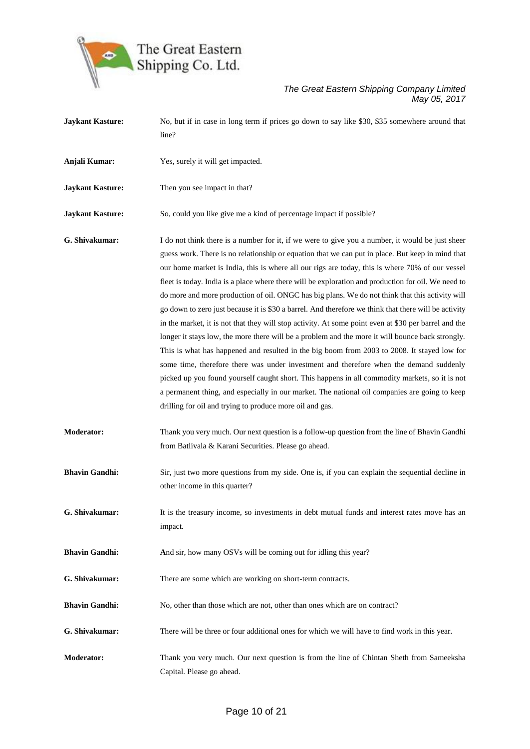**Jaykant Kasture:** No, but if in case in long term if prices go down to say like $30, $35 somewhere around that line?

**Anjali Kumar:** Yes, surely it will get impacted.

**Jaykant Kasture:** Then you see impact in that?

**Jaykant Kasture:** So, could you like give me a kind of percentage impact if possible?

**G. Shivakumar:** I do not think there is a number for it, if we were to give you a number, it would be just sheer guess work. There is no relationship or equation that we can put in place. But keep in mind that our home market is India, this is where all our rigs are today, this is where 70% of our vessel fleet is today. India is a place where there will be exploration and production for oil. We need to do more and more production of oil. ONGC has big plans. We do not think that this activity will go down to zero just because it is $30 a barrel. And therefore we think that there will be activity in the market, it is not that they will stop activity. At some point even at $30 per barrel and the longer it stays low, the more there will be a problem and the more it will bounce back strongly. This is what has happened and resulted in the big boom from 2003 to 2008. It stayed low for some time, therefore there was under investment and therefore when the demand suddenly picked up you found yourself caught short. This happens in all commodity markets, so it is not a permanent thing, and especially in our market. The national oil companies are going to keep drilling for oil and trying to produce more oil and gas.

**Moderator:** Thank you very much. Our next question is a follow-up question from the line of Bhavin Gandhi from Batlivala & Karani Securities. Please go ahead.

**Bhavin Gandhi:** Sir, just two more questions from my side. One is, if you can explain the sequential decline in other income in this quarter?

**G. Shivakumar:** It is the treasury income, so investments in debt mutual funds and interest rates move has an impact.

**Bhavin Gandhi:** And sir, how many OSVs will be coming out for idling this year?

**G. Shivakumar:** There are some which are working on short-term contracts.

**Bhavin Gandhi:** No, other than those which are not, other than ones which are on contract?

**G. Shivakumar:** There will be three or four additional ones for which we will have to find work in this year.

**Moderator:** Thank you very much. Our next question is from the line of Chintan Sheth from Sameeksha Capital. Please go ahead.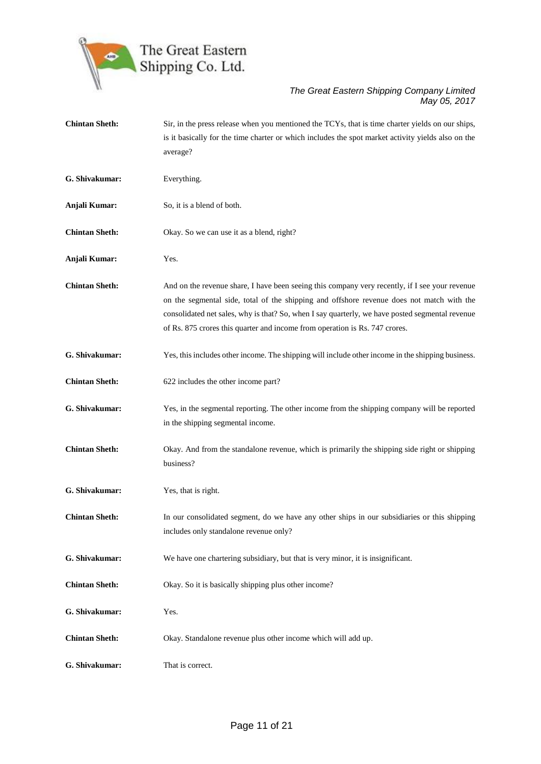**Chintan Sheth:** Sir, in the press release when you mentioned the TCYs, that is time charter yields on our ships, is it basically for the time charter or which includes the spot market activity yields also on the average?

**G. Shivakumar:** Everything.

**Anjali Kumar:** So, it is a blend of both.

**Chintan Sheth:** Okay. So we can use it as a blend, right?

**Anjali Kumar:** Yes.

**Chintan Sheth:** And on the revenue share, I have been seeing this company very recently, if I see your revenue on the segmental side, total of the shipping and offshore revenue does not match with the consolidated net sales, why is that? So, when I say quarterly, we have posted segmental revenue of Rs. 875 crores this quarter and income from operation is Rs. 747 crores.

**G. Shivakumar:** Yes, this includes other income. The shipping will include other income in the shipping business.

**Chintan Sheth:** 622 includes the other income part?

**G. Shivakumar:** Yes, in the segmental reporting. The other income from the shipping company will be reported in the shipping segmental income.

**Chintan Sheth:** Okay. And from the standalone revenue, which is primarily the shipping side right or shipping business?

**G. Shivakumar:** Yes, that is right.

**Chintan Sheth:** In our consolidated segment, do we have any other ships in our subsidiaries or this shipping includes only standalone revenue only?

**G. Shivakumar:** We have one chartering subsidiary, but that is very minor, it is insignificant.

**Chintan Sheth:** Okay. So it is basically shipping plus other income?

**G. Shivakumar:** Yes.

**Chintan Sheth:** Okay. Standalone revenue plus other income which will add up.

**G. Shivakumar:** That is correct.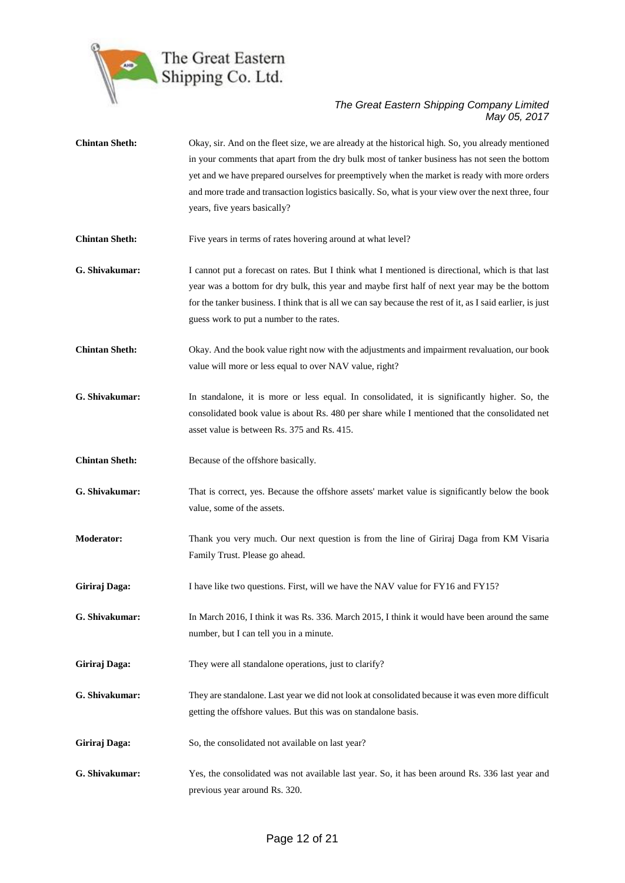**Chintan Sheth:** Okay, sir. And on the fleet size, we are already at the historical high. So, you already mentioned in your comments that apart from the dry bulk most of tanker business has not seen the bottom yet and we have prepared ourselves for preemptively when the market is ready with more orders and more trade and transaction logistics basically. So, what is your view over the next three, four years, five years basically?

**Chintan Sheth:** Five years in terms of rates hovering around at what level?

**G. Shivakumar:** I cannot put a forecast on rates. But I think what I mentioned is directional, which is that last year was a bottom for dry bulk, this year and maybe first half of next year may be the bottom for the tanker business. I think that is all we can say because the rest of it, as I said earlier, is just guess work to put a number to the rates.

**Chintan Sheth:** Okay. And the book value right now with the adjustments and impairment revaluation, our book value will more or less equal to over NAV value, right?

**G. Shivakumar:** In standalone, it is more or less equal. In consolidated, it is significantly higher. So, the consolidated book value is about Rs. 480 per share while I mentioned that the consolidated net asset value is between Rs. 375 and Rs. 415.

**Chintan Sheth:** Because of the offshore basically.

**G. Shivakumar:** That is correct, yes. Because the offshore assets' market value is significantly below the book value, some of the assets.

**Moderator:** Thank you very much. Our next question is from the line of Giriraj Daga from KM Visaria Family Trust. Please go ahead.

**Giriraj Daga:** I have like two questions. First, will we have the NAV value for FY16 and FY15?

**G. Shivakumar:** In March 2016, I think it was Rs. 336. March 2015, I think it would have been around the same number, but I can tell you in a minute.

**Giriraj Daga:** They were all standalone operations, just to clarify?

**G. Shivakumar:** They are standalone. Last year we did not look at consolidated because it was even more difficult getting the offshore values. But this was on standalone basis.

**Giriraj Daga:** So, the consolidated not available on last year?

**G. Shivakumar:** Yes, the consolidated was not available last year. So, it has been around Rs. 336 last year and previous year around Rs. 320.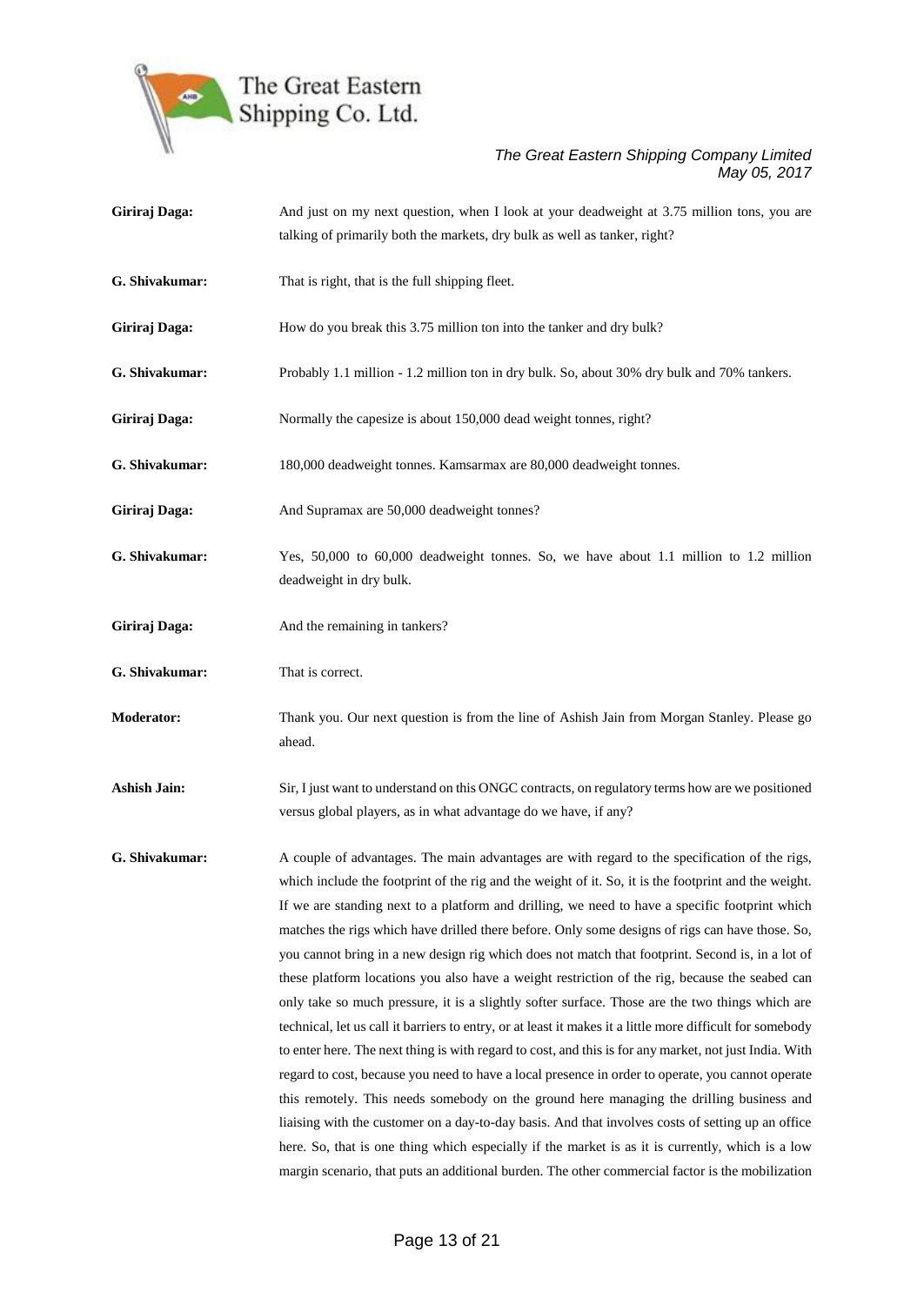**Giriraj Daga:** And just on my next question, when I look at your deadweight at 3.75 million tons, you are talking of primarily both the markets, dry bulk as well as tanker, right?

**G. Shivakumar:** That is right, that is the full shipping fleet.

**Giriraj Daga:** How do you break this 3.75 million ton into the tanker and dry bulk?

**G. Shivakumar:** Probably 1.1 million - 1.2 million ton in dry bulk. So, about 30% dry bulk and 70% tankers.

**Giriraj Daga:** Normally the capesize is about 150,000 dead weight tonnes, right?

**G. Shivakumar:** 180,000 deadweight tonnes. Kamsarmax are 80,000 deadweight tonnes.

**Giriraj Daga:** And Supramax are 50,000 deadweight tonnes?

**G. Shivakumar:** Yes, 50,000 to 60,000 deadweight tonnes. So, we have about 1.1 million to 1.2 million deadweight in dry bulk.

**Giriraj Daga:** And the remaining in tankers?

**G. Shivakumar:** That is correct.

**Moderator:** Thank you. Our next question is from the line of Ashish Jain from Morgan Stanley. Please go ahead.

**Ashish Jain:** Sir, I just want to understand on this ONGC contracts, on regulatory terms how are we positioned versus global players, as in what advantage do we have, if any?

**G. Shivakumar:** A couple of advantages. The main advantages are with regard to the specification of the rigs, which include the footprint of the rig and the weight of it. So, it is the footprint and the weight. If we are standing next to a platform and drilling, we need to have a specific footprint which matches the rigs which have drilled there before. Only some designs of rigs can have those. So, you cannot bring in a new design rig which does not match that footprint. Second is, in a lot of these platform locations you also have a weight restriction of the rig, because the seabed can only take so much pressure, it is a slightly softer surface. Those are the two things which are technical, let us call it barriers to entry, or at least it makes it a little more difficult for somebody to enter here. The next thing is with regard to cost, and this is for any market, not just India. With regard to cost, because you need to have a local presence in order to operate, you cannot operate this remotely. This needs somebody on the ground here managing the drilling business and liaising with the customer on a day-to-day basis. And that involves costs of setting up an office here. So, that is one thing which especially if the market is as it is currently, which is a low margin scenario, that puts an additional burden. The other commercial factor is the mobilization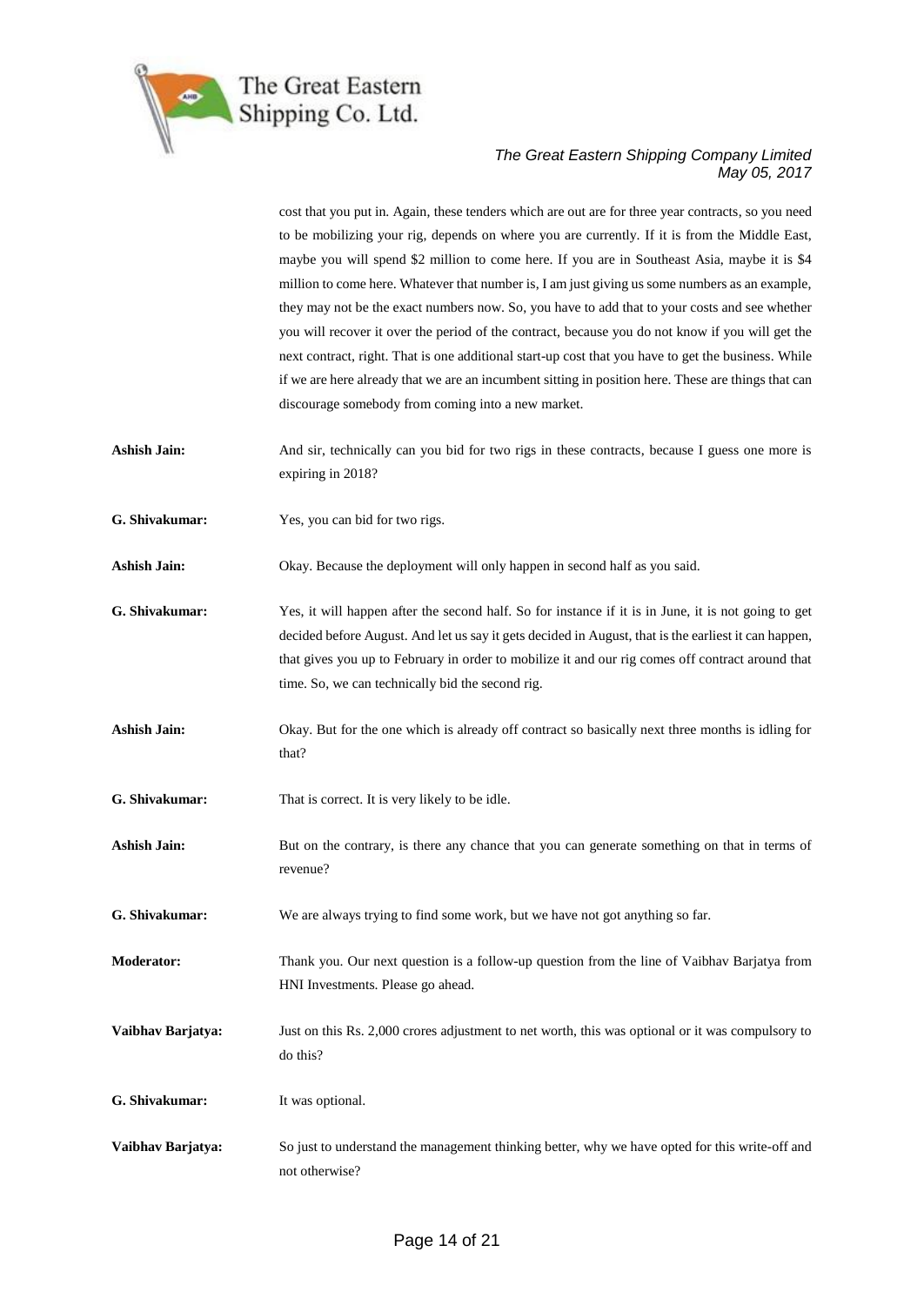cost that you put in. Again, these tenders which are out are for three year contracts, so you need to be mobilizing your rig, depends on where you are currently. If it is from the Middle East, maybe you will spend $2 million to come here. If you are in Southeast Asia, maybe it is $4 million to come here. Whatever that number is, I am just giving us some numbers as an example, they may not be the exact numbers now. So, you have to add that to your costs and see whether you will recover it over the period of the contract, because you do not know if you will get the next contract, right. That is one additional start-up cost that you have to get the business. While if we are here already that we are an incumbent sitting in position here. These are things that can discourage somebody from coming into a new market.

**Ashish Jain:** And sir, technically can you bid for two rigs in these contracts, because I guess one more is expiring in 2018?

**G. Shivakumar:** Yes, you can bid for two rigs.

**Ashish Jain:** Okay. Because the deployment will only happen in second half as you said.

**G. Shivakumar:** Yes, it will happen after the second half. So for instance if it is in June, it is not going to get decided before August. And let us say it gets decided in August, that is the earliest it can happen, that gives you up to February in order to mobilize it and our rig comes off contract around that time. So, we can technically bid the second rig.

**Ashish Jain:** Okay. But for the one which is already off contract so basically next three months is idling for that?

**G. Shivakumar:** That is correct. It is very likely to be idle.

**Ashish Jain:** But on the contrary, is there any chance that you can generate something on that in terms of revenue?

**G. Shivakumar:** We are always trying to find some work, but we have not got anything so far.

**Moderator:** Thank you. Our next question is a follow-up question from the line of Vaibhav Barjatya from HNI Investments. Please go ahead.

**Vaibhav Barjatya:** Just on this Rs. 2,000 crores adjustment to net worth, this was optional or it was compulsory to do this?

**G. Shivakumar:** It was optional.

**Vaibhav Barjatya:** So just to understand the management thinking better, why we have opted for this write-off and not otherwise?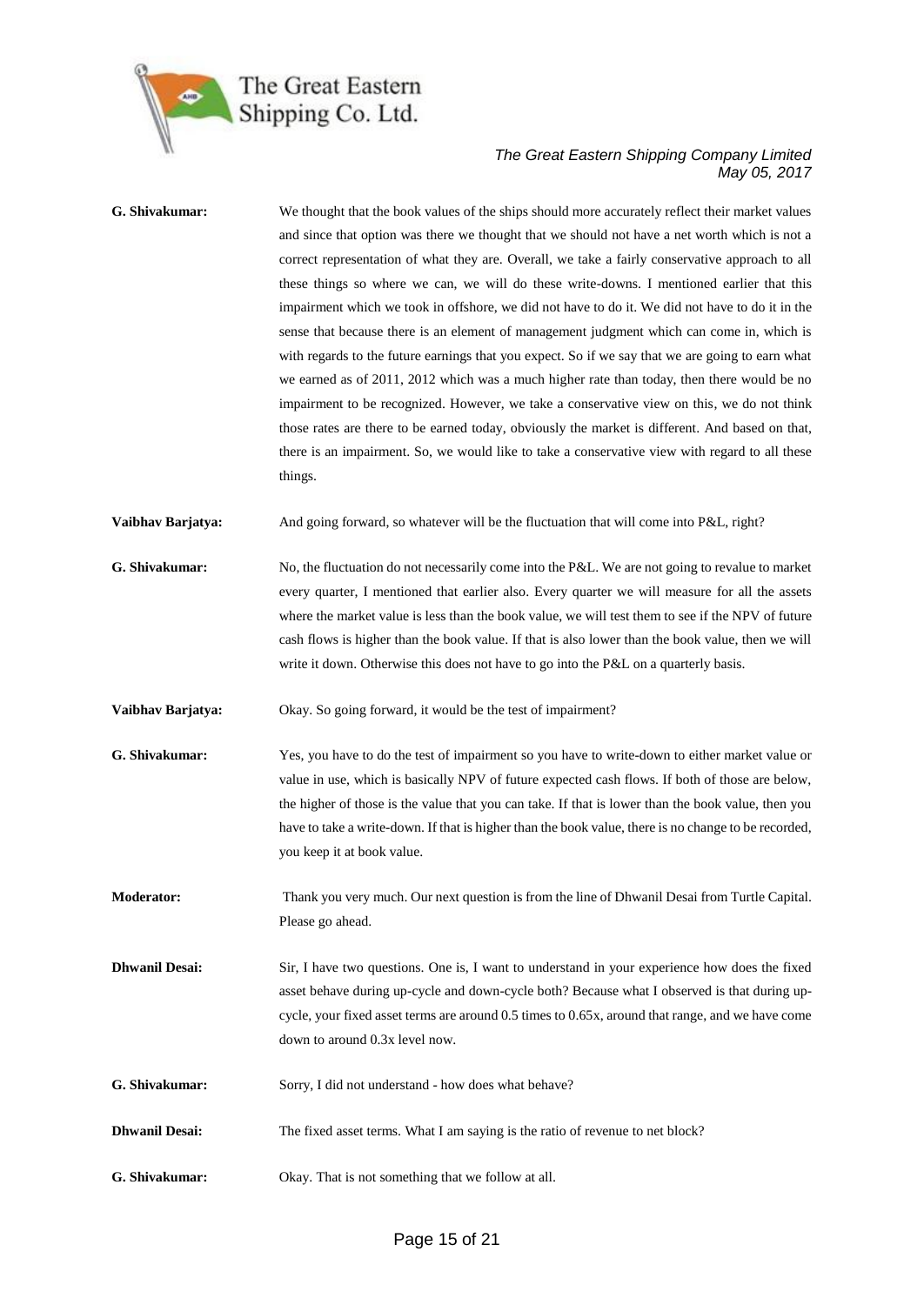**G. Shivakumar:** We thought that the book values of the ships should more accurately reflect their market values and since that option was there we thought that we should not have a net worth which is not a correct representation of what they are. Overall, we take a fairly conservative approach to all these things so where we can, we will do these write-downs. I mentioned earlier that this impairment which we took in offshore, we did not have to do it. We did not have to do it in the sense that because there is an element of management judgment which can come in, which is with regards to the future earnings that you expect. So if we say that we are going to earn what we earned as of 2011, 2012 which was a much higher rate than today, then there would be no impairment to be recognized. However, we take a conservative view on this, we do not think those rates are there to be earned today, obviously the market is different. And based on that, there is an impairment. So, we would like to take a conservative view with regard to all these things.

**Vaibhav Barjatya:** And going forward, so whatever will be the fluctuation that will come into P&L, right?

**G. Shivakumar:** No, the fluctuation do not necessarily come into the P&L. We are not going to revalue to market every quarter, I mentioned that earlier also. Every quarter we will measure for all the assets where the market value is less than the book value, we will test them to see if the NPV of future cash flows is higher than the book value. If that is also lower than the book value, then we will write it down. Otherwise this does not have to go into the P&L on a quarterly basis.

**Vaibhav Barjatya:** Okay. So going forward, it would be the test of impairment?

**G. Shivakumar:** Yes, you have to do the test of impairment so you have to write-down to either market value or value in use, which is basically NPV of future expected cash flows. If both of those are below, the higher of those is the value that you can take. If that is lower than the book value, then you have to take a write-down. If that is higher than the book value, there is no change to be recorded, you keep it at book value.

**Moderator:** Thank you very much. Our next question is from the line of Dhwanil Desai from Turtle Capital. Please go ahead.

**Dhwanil Desai:** Sir, I have two questions. One is, I want to understand in your experience how does the fixed asset behave during up-cycle and down-cycle both? Because what I observed is that during up-cycle, your fixed asset terms are around 0.5 times to 0.65x, around that range, and we have come down to around 0.3x level now.

**G. Shivakumar:** Sorry, I did not understand - how does what behave?

**Dhwanil Desai:** The fixed asset terms. What I am saying is the ratio of revenue to net block?

**G. Shivakumar:** Okay. That is not something that we follow at all.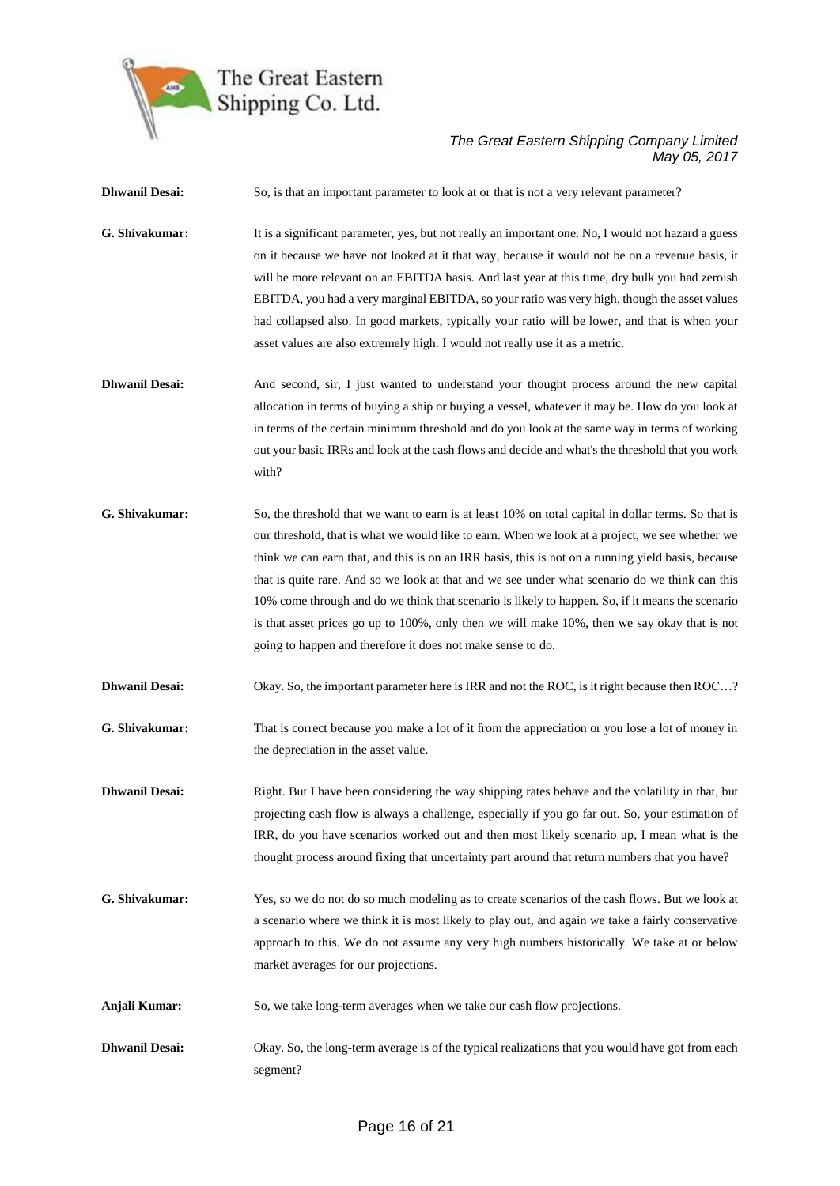**Dhwanil Desai:** So, is that an important parameter to look at or that is not a very relevant parameter?

**G. Shivakumar:** It is a significant parameter, yes, but not really an important one. No, I would not hazard a guess on it because we have not looked at it that way, because it would not be on a revenue basis, it will be more relevant on an EBITDA basis. And last year at this time, dry bulk you had zeroish EBITDA, you had a very marginal EBITDA, so your ratio was very high, though the asset values had collapsed also. In good markets, typically your ratio will be lower, and that is when your asset values are also extremely high. I would not really use it as a metric.

**Dhwanil Desai:** And second, sir, I just wanted to understand your thought process around the new capital allocation in terms of buying a ship or buying a vessel, whatever it may be. How do you look at in terms of the certain minimum threshold and do you look at the same way in terms of working out your basic IRRs and look at the cash flows and decide and what's the threshold that you work with?

**G. Shivakumar:** So, the threshold that we want to earn is at least 10% on total capital in dollar terms. So that is our threshold, that is what we would like to earn. When we look at a project, we see whether we think we can earn that, and this is on an IRR basis, this is not on a running yield basis, because that is quite rare. And so we look at that and we see under what scenario do we think can this 10% come through and do we think that scenario is likely to happen. So, if it means the scenario is that asset prices go up to 100%, only then we will make 10%, then we say okay that is not going to happen and therefore it does not make sense to do.

**Dhwanil Desai:** Okay. So, the important parameter here is IRR and not the ROC, is it right because then ROC…?

**G. Shivakumar:** That is correct because you make a lot of it from the appreciation or you lose a lot of money in the depreciation in the asset value.

**Dhwanil Desai:** Right. But I have been considering the way shipping rates behave and the volatility in that, but projecting cash flow is always a challenge, especially if you go far out. So, your estimation of IRR, do you have scenarios worked out and then most likely scenario up, I mean what is the thought process around fixing that uncertainty part around that return numbers that you have?

**G. Shivakumar:** Yes, so we do not do so much modeling as to create scenarios of the cash flows. But we look at a scenario where we think it is most likely to play out, and again we take a fairly conservative approach to this. We do not assume any very high numbers historically. We take at or below market averages for our projections.

**Anjali Kumar:** So, we take long-term averages when we take our cash flow projections.

**Dhwanil Desai:** Okay. So, the long-term average is of the typical realizations that you would have got from each segment?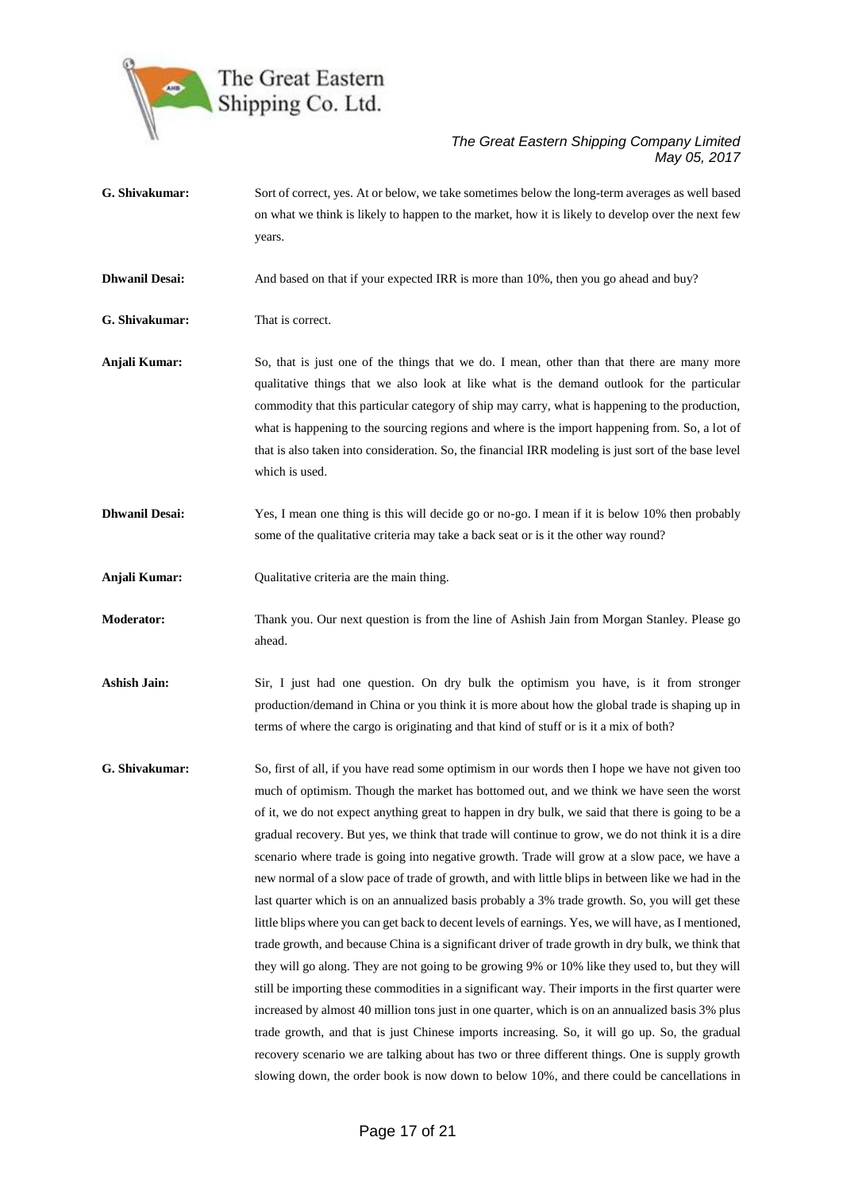**G. Shivakumar:** Sort of correct, yes. At or below, we take sometimes below the long-term averages as well based on what we think is likely to happen to the market, how it is likely to develop over the next few years.

**Dhwanil Desai:** And based on that if your expected IRR is more than 10%, then you go ahead and buy?

**G. Shivakumar:** That is correct.

**Anjali Kumar:** So, that is just one of the things that we do. I mean, other than that there are many more qualitative things that we also look at like what is the demand outlook for the particular commodity that this particular category of ship may carry, what is happening to the production, what is happening to the sourcing regions and where is the import happening from. So, a lot of that is also taken into consideration. So, the financial IRR modeling is just sort of the base level which is used.

**Dhwanil Desai:** Yes, I mean one thing is this will decide go or no-go. I mean if it is below 10% then probably some of the qualitative criteria may take a back seat or is it the other way round?

**Anjali Kumar:** Qualitative criteria are the main thing.

**Moderator:** Thank you. Our next question is from the line of Ashish Jain from Morgan Stanley. Please go ahead.

**Ashish Jain:** Sir, I just had one question. On dry bulk the optimism you have, is it from stronger production/demand in China or you think it is more about how the global trade is shaping up in terms of where the cargo is originating and that kind of stuff or is it a mix of both?

**G. Shivakumar:** So, first of all, if you have read some optimism in our words then I hope we have not given too much of optimism. Though the market has bottomed out, and we think we have seen the worst of it, we do not expect anything great to happen in dry bulk, we said that there is going to be a gradual recovery. But yes, we think that trade will continue to grow, we do not think it is a dire scenario where trade is going into negative growth. Trade will grow at a slow pace, we have a new normal of a slow pace of trade of growth, and with little blips in between like we had in the last quarter which is on an annualized basis probably a 3% trade growth. So, you will get these little blips where you can get back to decent levels of earnings. Yes, we will have, as I mentioned, trade growth, and because China is a significant driver of trade growth in dry bulk, we think that they will go along. They are not going to be growing 9% or 10% like they used to, but they will still be importing these commodities in a significant way. Their imports in the first quarter were increased by almost 40 million tons just in one quarter, which is on an annualized basis 3% plus trade growth, and that is just Chinese imports increasing. So, it will go up. So, the gradual recovery scenario we are talking about has two or three different things. One is supply growth slowing down, the order book is now down to below 10%, and there could be cancellations in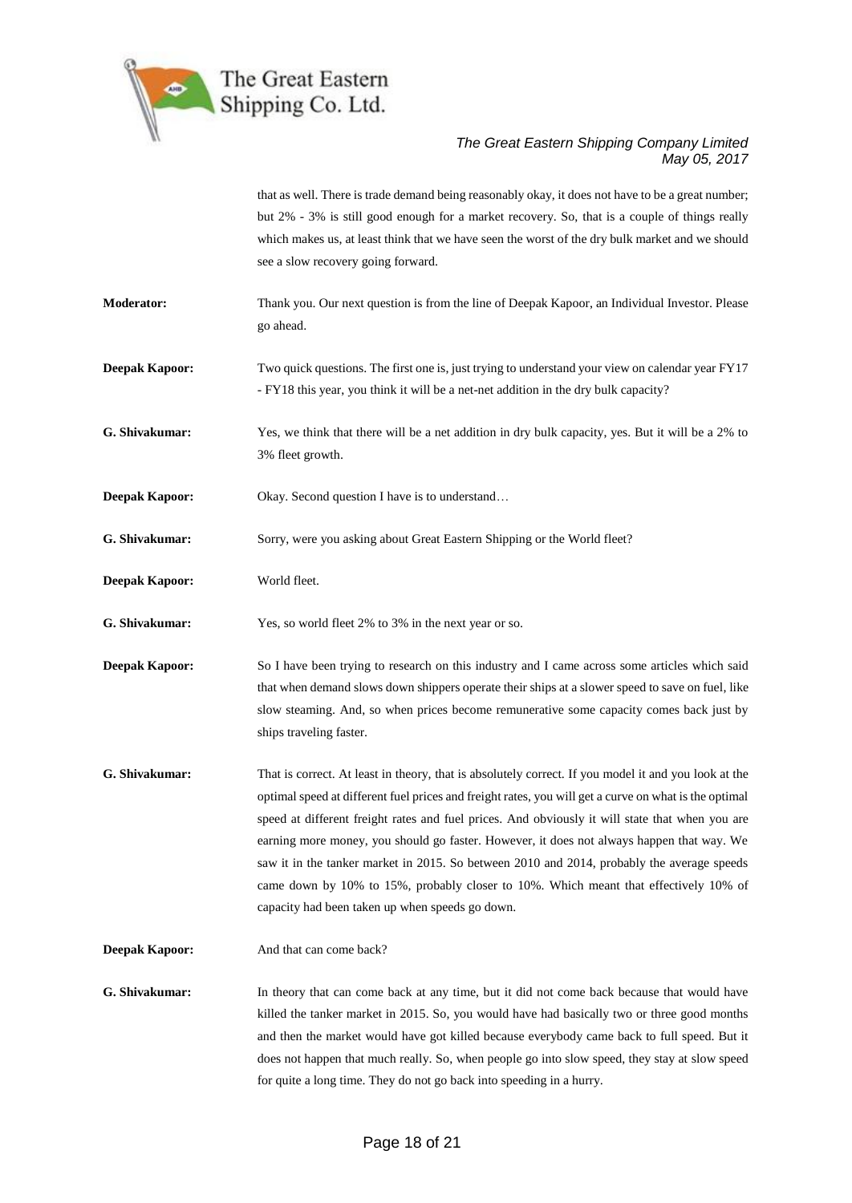that as well. There is trade demand being reasonably okay, it does not have to be a great number; but 2% - 3% is still good enough for a market recovery. So, that is a couple of things really which makes us, at least think that we have seen the worst of the dry bulk market and we should see a slow recovery going forward.

**Moderator:** Thank you. Our next question is from the line of Deepak Kapoor, an Individual Investor. Please go ahead.

**Deepak Kapoor:** Two quick questions. The first one is, just trying to understand your view on calendar year FY17 - FY18 this year, you think it will be a net-net addition in the dry bulk capacity?

**G. Shivakumar:** Yes, we think that there will be a net addition in dry bulk capacity, yes. But it will be a 2% to 3% fleet growth.

**Deepak Kapoor:** Okay. Second question I have is to understand…

**G. Shivakumar:** Sorry, were you asking about Great Eastern Shipping or the World fleet?

**Deepak Kapoor:** World fleet.

**G. Shivakumar:** Yes, so world fleet 2% to 3% in the next year or so.

**Deepak Kapoor:** So I have been trying to research on this industry and I came across some articles which said that when demand slows down shippers operate their ships at a slower speed to save on fuel, like slow steaming. And, so when prices become remunerative some capacity comes back just by ships traveling faster.

**G. Shivakumar:** That is correct. At least in theory, that is absolutely correct. If you model it and you look at the optimal speed at different fuel prices and freight rates, you will get a curve on what is the optimal speed at different freight rates and fuel prices. And obviously it will state that when you are earning more money, you should go faster. However, it does not always happen that way. We saw it in the tanker market in 2015. So between 2010 and 2014, probably the average speeds came down by 10% to 15%, probably closer to 10%. Which meant that effectively 10% of capacity had been taken up when speeds go down.

**Deepak Kapoor:** And that can come back?

**G. Shivakumar:** In theory that can come back at any time, but it did not come back because that would have killed the tanker market in 2015. So, you would have had basically two or three good months and then the market would have got killed because everybody came back to full speed. But it does not happen that much really. So, when people go into slow speed, they stay at slow speed for quite a long time. They do not go back into speeding in a hurry.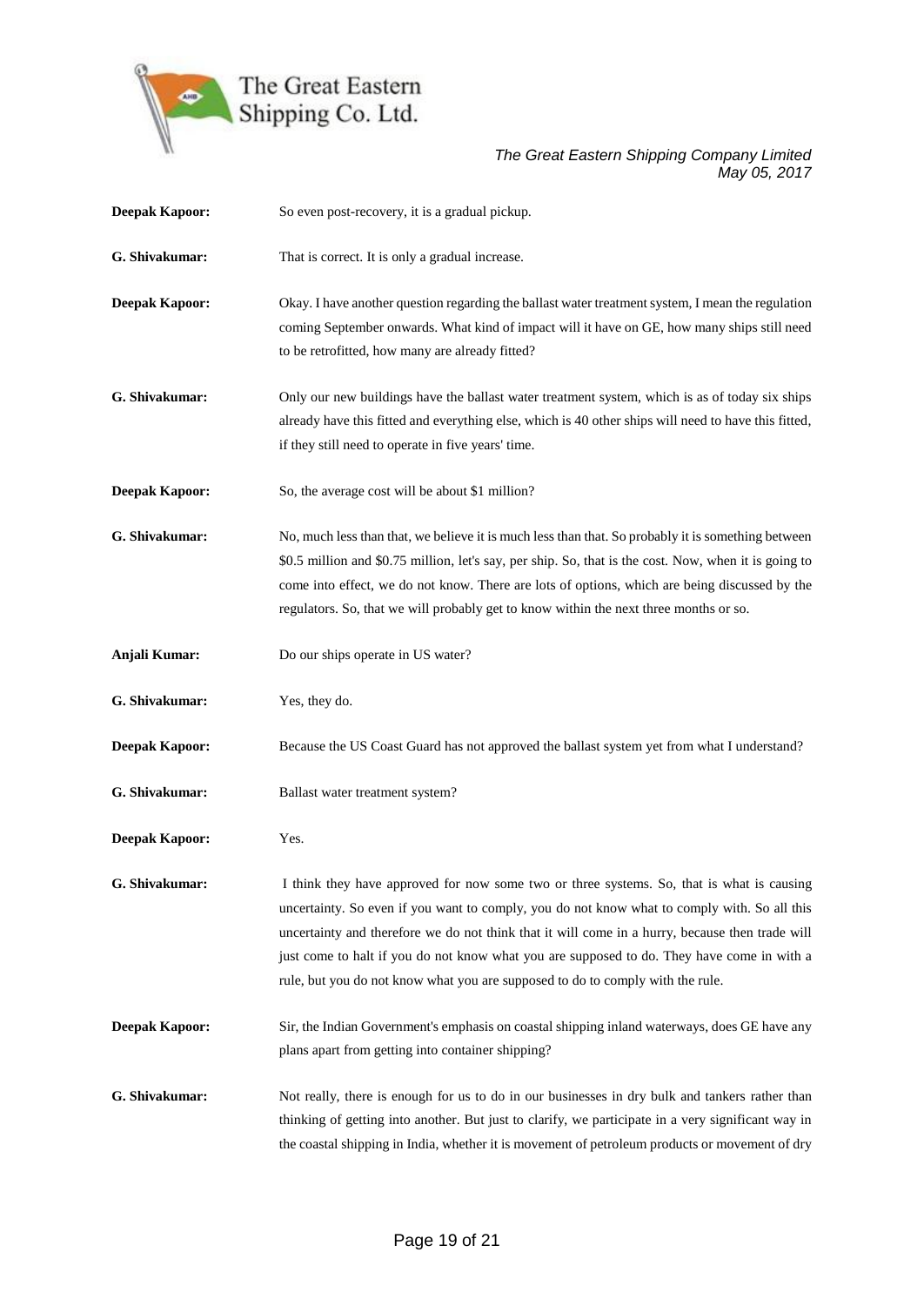**Deepak Kapoor:** So even post-recovery, it is a gradual pickup.

**G. Shivakumar:** That is correct. It is only a gradual increase.

**Deepak Kapoor:** Okay. I have another question regarding the ballast water treatment system, I mean the regulation coming September onwards. What kind of impact will it have on GE, how many ships still need to be retrofitted, how many are already fitted?

**G. Shivakumar:** Only our new buildings have the ballast water treatment system, which is as of today six ships already have this fitted and everything else, which is 40 other ships will need to have this fitted, if they still need to operate in five years' time.

**Deepak Kapoor:** So, the average cost will be about $1 million?

**G. Shivakumar:** No, much less than that, we believe it is much less than that. So probably it is something between $0.5 million and $0.75 million, let's say, per ship. So, that is the cost. Now, when it is going to come into effect, we do not know. There are lots of options, which are being discussed by the regulators. So, that we will probably get to know within the next three months or so.

**Anjali Kumar:** Do our ships operate in US water?

**G. Shivakumar:** Yes, they do.

**Deepak Kapoor:** Because the US Coast Guard has not approved the ballast system yet from what I understand?

**G. Shivakumar:** Ballast water treatment system?

**Deepak Kapoor:** Yes.

**G. Shivakumar:** I think they have approved for now some two or three systems. So, that is what is causing uncertainty. So even if you want to comply, you do not know what to comply with. So all this uncertainty and therefore we do not think that it will come in a hurry, because then trade will just come to halt if you do not know what you are supposed to do. They have come in with a rule, but you do not know what you are supposed to do to comply with the rule.

**Deepak Kapoor:** Sir, the Indian Government's emphasis on coastal shipping inland waterways, does GE have any plans apart from getting into container shipping?

**G. Shivakumar:** Not really, there is enough for us to do in our businesses in dry bulk and tankers rather than thinking of getting into another. But just to clarify, we participate in a very significant way in the coastal shipping in India, whether it is movement of petroleum products or movement of dry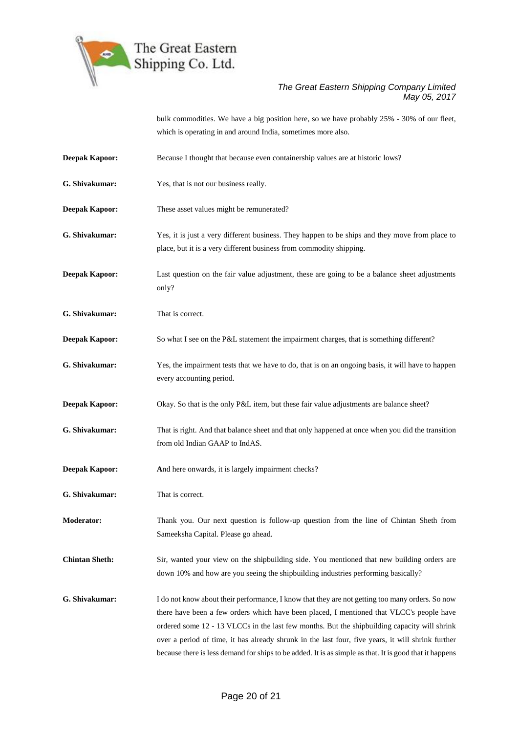bulk commodities. We have a big position here, so we have probably 25% - 30% of our fleet, which is operating in and around India, sometimes more also.

**Deepak Kapoor:** Because I thought that because even containership values are at historic lows?

**G. Shivakumar:** Yes, that is not our business really.

**Deepak Kapoor:** These asset values might be remunerated?

**G. Shivakumar:** Yes, it is just a very different business. They happen to be ships and they move from place to place, but it is a very different business from commodity shipping.

**Deepak Kapoor:** Last question on the fair value adjustment, these are going to be a balance sheet adjustments only?

**G. Shivakumar:** That is correct.

**Deepak Kapoor:** So what I see on the P&L statement the impairment charges, that is something different?

**G. Shivakumar:** Yes, the impairment tests that we have to do, that is on an ongoing basis, it will have to happen every accounting period.

**Deepak Kapoor:** Okay. So that is the only P&L item, but these fair value adjustments are balance sheet?

**G. Shivakumar:** That is right. And that balance sheet and that only happened at once when you did the transition from old Indian GAAP to IndAS.

**Deepak Kapoor:** And here onwards, it is largely impairment checks?

**G. Shivakumar:** That is correct.

**Moderator:** Thank you. Our next question is follow-up question from the line of Chintan Sheth from Sameeksha Capital. Please go ahead.

**Chintan Sheth:** Sir, wanted your view on the shipbuilding side. You mentioned that new building orders are down 10% and how are you seeing the shipbuilding industries performing basically?

**G. Shivakumar:** I do not know about their performance, I know that they are not getting too many orders. So now there have been a few orders which have been placed, I mentioned that VLCC's people have ordered some 12 - 13 VLCCs in the last few months. But the shipbuilding capacity will shrink over a period of time, it has already shrunk in the last four, five years, it will shrink further because there is less demand for ships to be added. It is as simple as that. It is good that it happens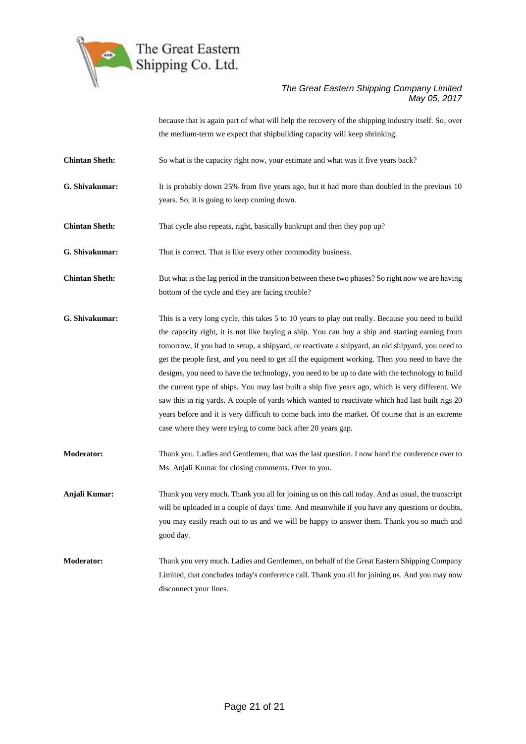because that is again part of what will help the recovery of the shipping industry itself. So, over the medium-term we expect that shipbuilding capacity will keep shrinking.

**Chintan Sheth:** So what is the capacity right now, your estimate and what was it five years back?

**G. Shivakumar:** It is probably down 25% from five years ago, but it had more than doubled in the previous 10 years. So, it is going to keep coming down.

**Chintan Sheth:** That cycle also repeats, right, basically bankrupt and then they pop up?

**G. Shivakumar:** That is correct. That is like every other commodity business.

**Chintan Sheth:** But what is the lag period in the transition between these two phases? So right now we are having bottom of the cycle and they are facing trouble?

**G. Shivakumar:** This is a very long cycle, this takes 5 to 10 years to play out really. Because you need to build the capacity right, it is not like buying a ship. You can buy a ship and starting earning from tomorrow, if you had to setup, a shipyard, or reactivate a shipyard, an old shipyard, you need to get the people first, and you need to get all the equipment working. Then you need to have the designs, you need to have the technology, you need to be up to date with the technology to build the current type of ships. You may last built a ship five years ago, which is very different. We saw this in rig yards. A couple of yards which wanted to reactivate which had last built rigs 20 years before and it is very difficult to come back into the market. Of course that is an extreme case where they were trying to come back after 20 years gap.

**Moderator:** Thank you. Ladies and Gentlemen, that was the last question. I now hand the conference over to Ms. Anjali Kumar for closing comments. Over to you.

**Anjali Kumar:** Thank you very much. Thank you all for joining us on this call today. And as usual, the transcript will be uploaded in a couple of days' time. And meanwhile if you have any questions or doubts, you may easily reach out to us and we will be happy to answer them. Thank you so much and good day.

**Moderator:** Thank you very much. Ladies and Gentlemen, on behalf of the Great Eastern Shipping Company Limited, that concludes today's conference call. Thank you all for joining us. And you may now disconnect your lines.